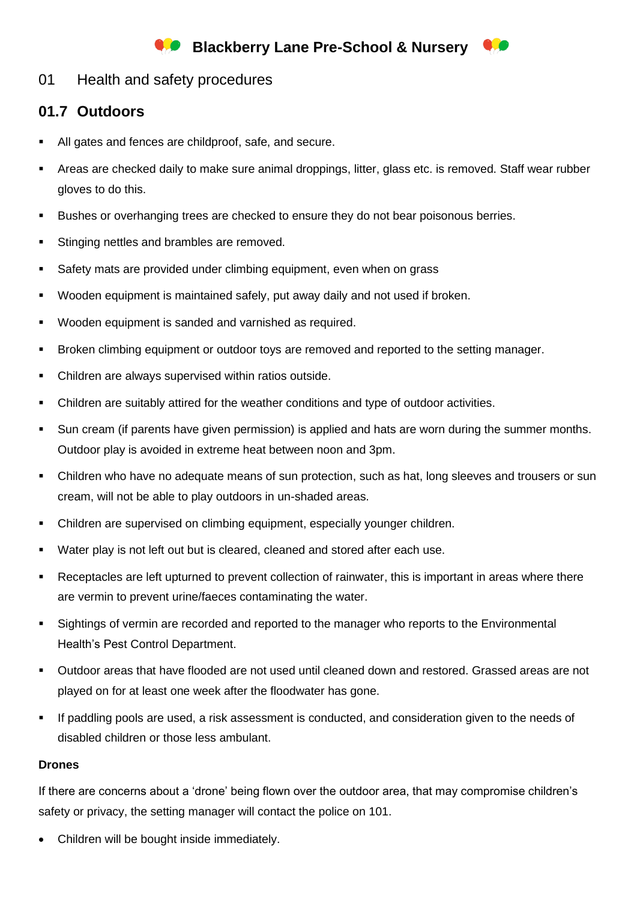# Blackberry Lane Pre-School & Nursery

## 01 Health and safety procedures

### 01.7 Outdoors

- All gates and fences are childproof, safe, and secure.
- Areas are checked daily to make sure animal droppings, litter, glass etc. is removed. Staff wear rubber gloves to do this.
- Bushes or overhanging trees are checked to ensure they do not bear poisonous berries.
- Stinging nettles and brambles are removed.
- Safety mats are provided under climbing equipment, even when on grass
- Wooden equipment is maintained safely, put away daily and not used if broken.
- Wooden equipment is sanded and varnished as required.
- Broken climbing equipment or outdoor toys are removed and reported to the setting manager.
- Children are always supervised within ratios outside.
- Children are suitably attired for the weather conditions and type of outdoor activities.
- Sun cream (if parents have given permission) is applied and hats are worn during the summer months. Outdoor play is avoided in extreme heat between noon and 3pm.
- Children who have no adequate means of sun protection, such as hat, long sleeves and trousers or sun cream, will not be able to play outdoors in un-shaded areas.
- Children are supervised on climbing equipment, especially younger children.
- Water play is not left out but is cleared, cleaned and stored after each use.
- Receptacles are left upturned to prevent collection of rainwater, this is important in areas where there are vermin to prevent urine/faeces contaminating the water.
- Sightings of vermin are recorded and reported to the manager who reports to the Environmental Health's Pest Control Department.
- Outdoor areas that have flooded are not used until cleaned down and restored. Grassed areas are not played on for at least one week after the floodwater has gone.
- If paddling pools are used, a risk assessment is conducted, and consideration given to the needs of disabled children or those less ambulant.

**Drones**

If there are concerns about a 'drone' being flown over the outdoor area, that may compromise children's safety or privacy, the setting manager will contact the police on 101.

- Children will be bought inside immediately.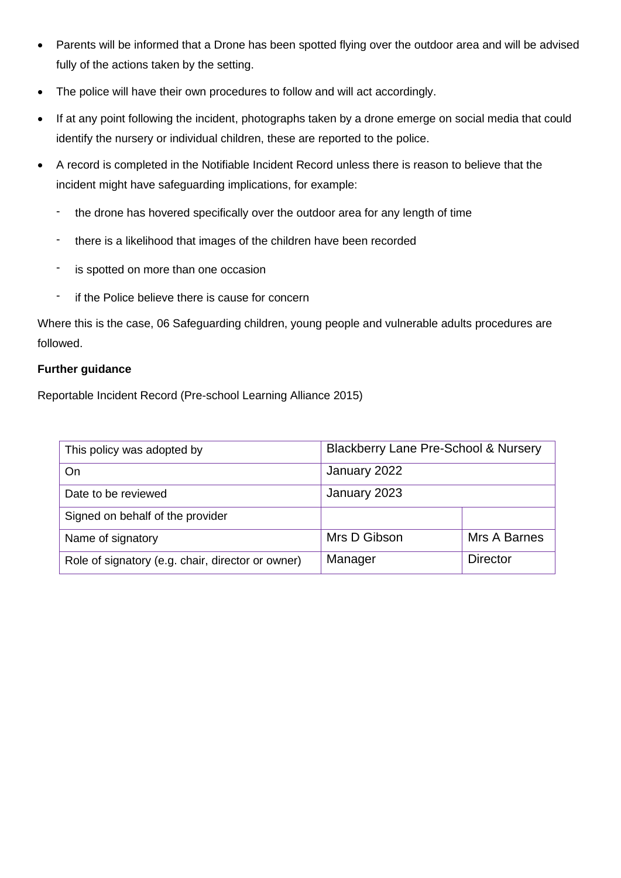- Parents will be informed that a Drone has been spotted flying over the outdoor area and will be advised fully of the actions taken by the setting.
- The police will have their own procedures to follow and will act accordingly.
- If at any point following the incident, photographs taken by a drone emerge on social media that could identify the nursery or individual children, these are reported to the police.
- A record is completed in the Notifiable Incident Record unless there is reason to believe that the incident might have safeguarding implications, for example:
  - the drone has hovered specifically over the outdoor area for any length of time
  - there is a likelihood that images of the children have been recorded
  - is spotted on more than one occasion
  - if the Police believe there is cause for concern

Where this is the case, 06 Safeguarding children, young people and vulnerable adults procedures are followed.

**Further guidance**

Reportable Incident Record (Pre-school Learning Alliance 2015)

| | | |
|---|---|---|
| This policy was adopted by | Blackberry Lane Pre-School & Nursery | |
| On | January 2022 | |
| Date to be reviewed | January 2023 | |
| Signed on behalf of the provider | | |
| Name of signatory | Mrs D Gibson | Mrs A Barnes |
| Role of signatory (e.g. chair, director or owner) | Manager | Director |